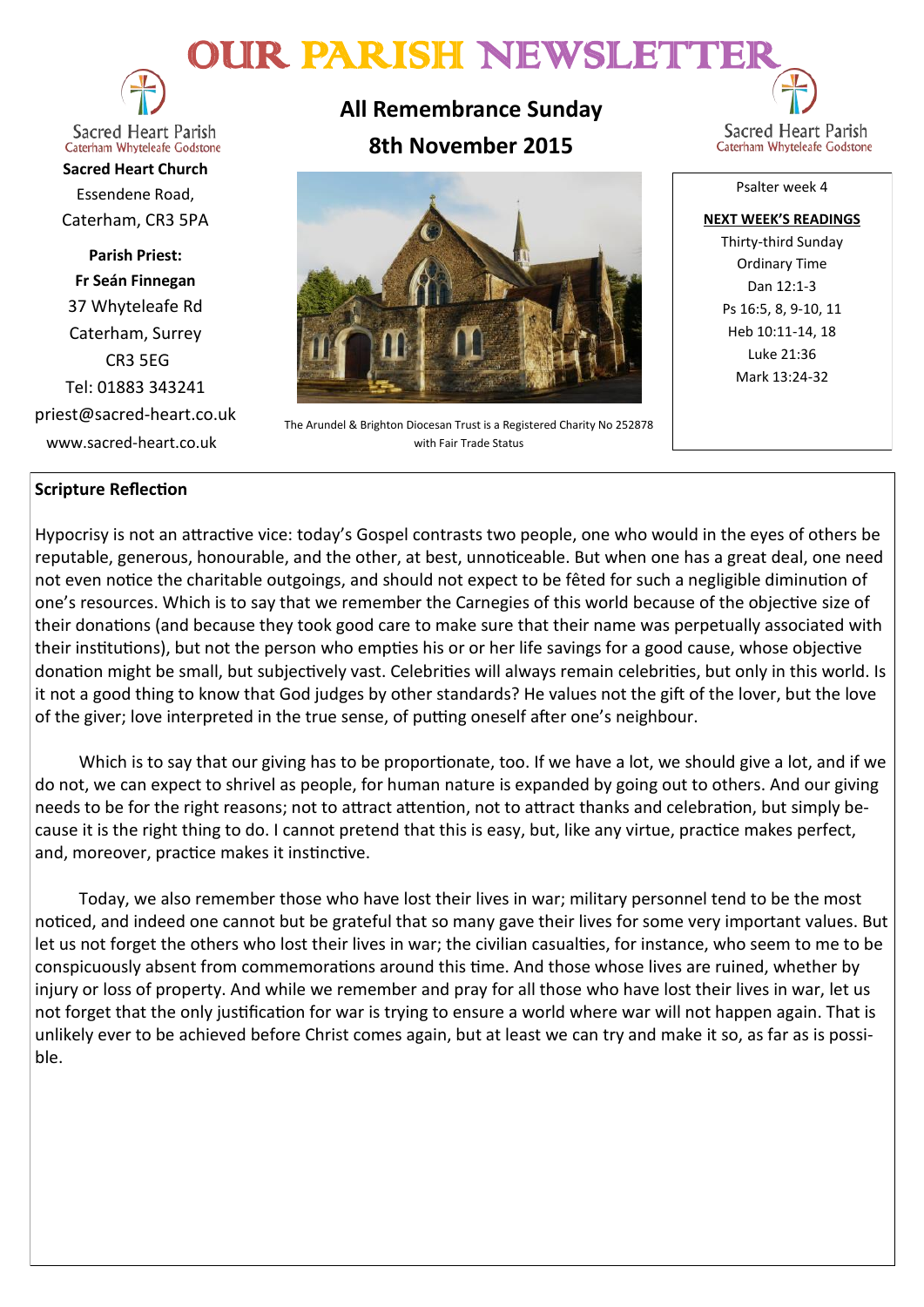# OUR PARISH NEWSLETTER

Sacred Heart Parish
Caterham Whyteleafe Godstone

**Sacred Heart Church**
Essendene Road,
Caterham, CR3 5PA

**Parish Priest:**
**Fr Seán Finnegan**
37 Whyteleafe Rd
Caterham, Surrey
CR3 5EG
Tel: 01883 343241
priest@sacred-heart.co.uk
www.sacred-heart.co.uk

## All Remembrance Sunday
## 8th November 2015

The Arundel & Brighton Diocesan Trust is a Registered Charity No 252878 with Fair Trade Status

Psalter week 4

**NEXT WEEK'S READINGS**

Thirty-third Sunday
Ordinary Time
Dan 12:1-3
Ps 16:5, 8, 9-10, 11
Heb 10:11-14, 18
Luke 21:36
Mark 13:24-32

### Scripture Reflection

Hypocrisy is not an attractive vice: today's Gospel contrasts two people, one who would in the eyes of others be reputable, generous, honourable, and the other, at best, unnoticeable. But when one has a great deal, one need not even notice the charitable outgoings, and should not expect to be fêted for such a negligible diminution of one's resources. Which is to say that we remember the Carnegies of this world because of the objective size of their donations (and because they took good care to make sure that their name was perpetually associated with their institutions), but not the person who empties his or or her life savings for a good cause, whose objective donation might be small, but subjectively vast. Celebrities will always remain celebrities, but only in this world. Is it not a good thing to know that God judges by other standards? He values not the gift of the lover, but the love of the giver; love interpreted in the true sense, of putting oneself after one's neighbour.

Which is to say that our giving has to be proportionate, too. If we have a lot, we should give a lot, and if we do not, we can expect to shrivel as people, for human nature is expanded by going out to others. And our giving needs to be for the right reasons; not to attract attention, not to attract thanks and celebration, but simply because it is the right thing to do. I cannot pretend that this is easy, but, like any virtue, practice makes perfect, and, moreover, practice makes it instinctive.

Today, we also remember those who have lost their lives in war; military personnel tend to be the most noticed, and indeed one cannot but be grateful that so many gave their lives for some very important values. But let us not forget the others who lost their lives in war; the civilian casualties, for instance, who seem to me to be conspicuously absent from commemorations around this time. And those whose lives are ruined, whether by injury or loss of property. And while we remember and pray for all those who have lost their lives in war, let us not forget that the only justification for war is trying to ensure a world where war will not happen again. That is unlikely ever to be achieved before Christ comes again, but at least we can try and make it so, as far as is possible.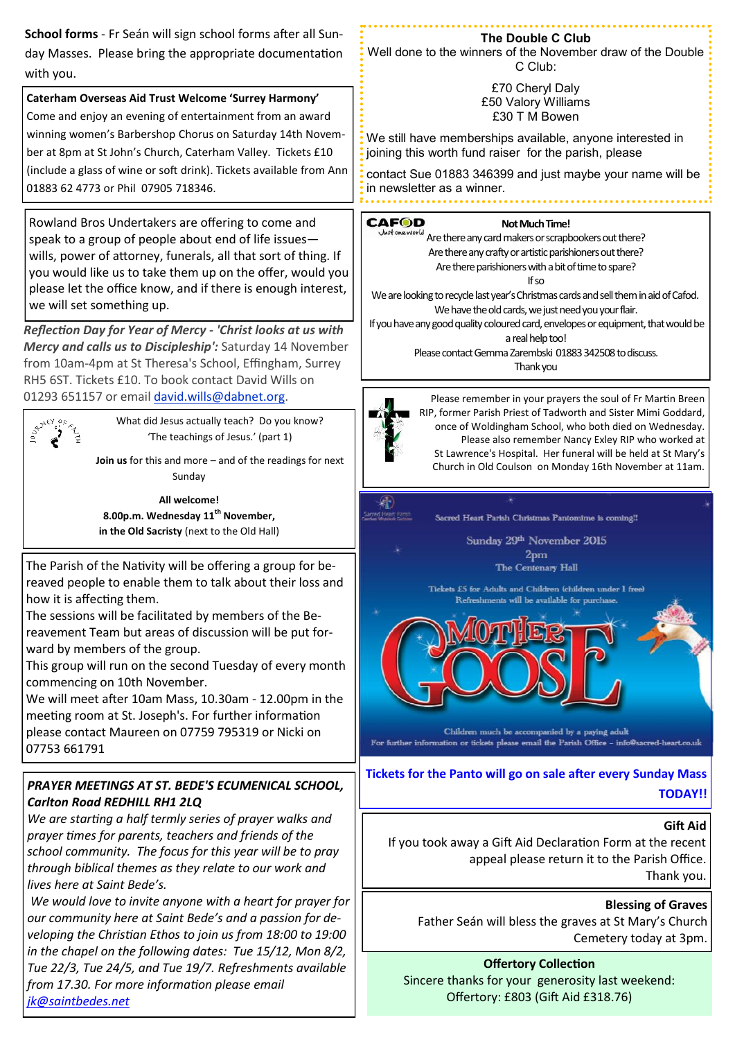**School forms** - Fr Seán will sign school forms after all Sunday Masses. Please bring the appropriate documentation with you.

**Caterham Overseas Aid Trust Welcome 'Surrey Harmony'**

Come and enjoy an evening of entertainment from an award winning women's Barbershop Chorus on Saturday 14th November at 8pm at St John's Church, Caterham Valley. Tickets £10 (include a glass of wine or soft drink). Tickets available from Ann 01883 62 4773 or Phil 07905 718346.

Rowland Bros Undertakers are offering to come and speak to a group of people about end of life issues—wills, power of attorney, funerals, all that sort of thing. If you would like us to take them up on the offer, would you please let the office know, and if there is enough interest, we will set something up.

***Reflection Day for Year of Mercy - 'Christ looks at us with Mercy and calls us to Discipleship':*** Saturday 14 November from 10am-4pm at St Theresa's School, Effingham, Surrey RH5 6ST. Tickets £10. To book contact David Wills on 01293 651157 or email david.wills@dabnet.org.

What did Jesus actually teach? Do you know?
'The teachings of Jesus.' (part 1)

**Join us** for this and more – and of the readings for next Sunday

**All welcome!**
**8.00p.m. Wednesday 11th November,**
**in the Old Sacristy** (next to the Old Hall)

The Parish of the Nativity will be offering a group for bereaved people to enable them to talk about their loss and how it is affecting them.
The sessions will be facilitated by members of the Bereavement Team but areas of discussion will be put forward by members of the group.
This group will run on the second Tuesday of every month commencing on 10th November.
We will meet after 10am Mass, 10.30am - 12.00pm in the meeting room at St. Joseph's. For further information please contact Maureen on 07759 795319 or Nicki on 07753 661791

***PRAYER MEETINGS AT ST. BEDE'S ECUMENICAL SCHOOL, Carlton Road REDHILL RH1 2LQ***

*We are starting a half termly series of prayer walks and prayer times for parents, teachers and friends of the school community. The focus for this year will be to pray through biblical themes as they relate to our work and lives here at Saint Bede's.*

*We would love to invite anyone with a heart for prayer for our community here at Saint Bede's and a passion for developing the Christian Ethos to join us from 18:00 to 19:00 in the chapel on the following dates: Tue 15/12, Mon 8/2, Tue 22/3, Tue 24/5, and Tue 19/7. Refreshments available from 17.30. For more information please email jk@saintbedes.net*

**The Double C Club**

Well done to the winners of the November draw of the Double C Club:

£70 Cheryl Daly
£50 Valory Williams
£30 T M Bowen

We still have memberships available, anyone interested in joining this worth fund raiser for the parish, please contact Sue 01883 346399 and just maybe your name will be in newsletter as a winner.

**Not Much Time!**

Are there any card makers or scrapbookers out there?
Are there any crafty or artistic parishioners out there?
Are there parishioners with a bit of time to spare?
If so
We are looking to recycle last year's Christmas cards and sell them in aid of Cafod.
We have the old cards, we just need you your flair.
If you have any good quality coloured card, envelopes or equipment, that would be a real help too!
Please contact Gemma Zarembski 01883 342508 to discuss.
Thank you

Please remember in your prayers the soul of Fr Martin Breen RIP, former Parish Priest of Tadworth and Sister Mimi Goddard, once of Woldingham School, who both died on Wednesday. Please also remember Nancy Exley RIP who worked at St Lawrence's Hospital. Her funeral will be held at St Mary's Church in Old Coulson on Monday 16th November at 11am.

Sacred Heart Parish Christmas Pantomime is coming!!

Sunday 29th November 2015
2pm
The Centenary Hall

Tickets £5 for Adults and Children (children under 1 free)
Refreshments will be available for purchase.

MOTHER GOOSE

Children much be accompanied by a paying adult
For further information or tickets please email the Parish Office – info@sacred-heart.co.uk

**Tickets for the Panto will go on sale after every Sunday Mass TODAY!!**

**Gift Aid**

If you took away a Gift Aid Declaration Form at the recent appeal please return it to the Parish Office.
Thank you.

**Blessing of Graves**

Father Seán will bless the graves at St Mary's Church Cemetery today at 3pm.

**Offertory Collection**

Sincere thanks for your generosity last weekend:
Offertory: £803 (Gift Aid £318.76)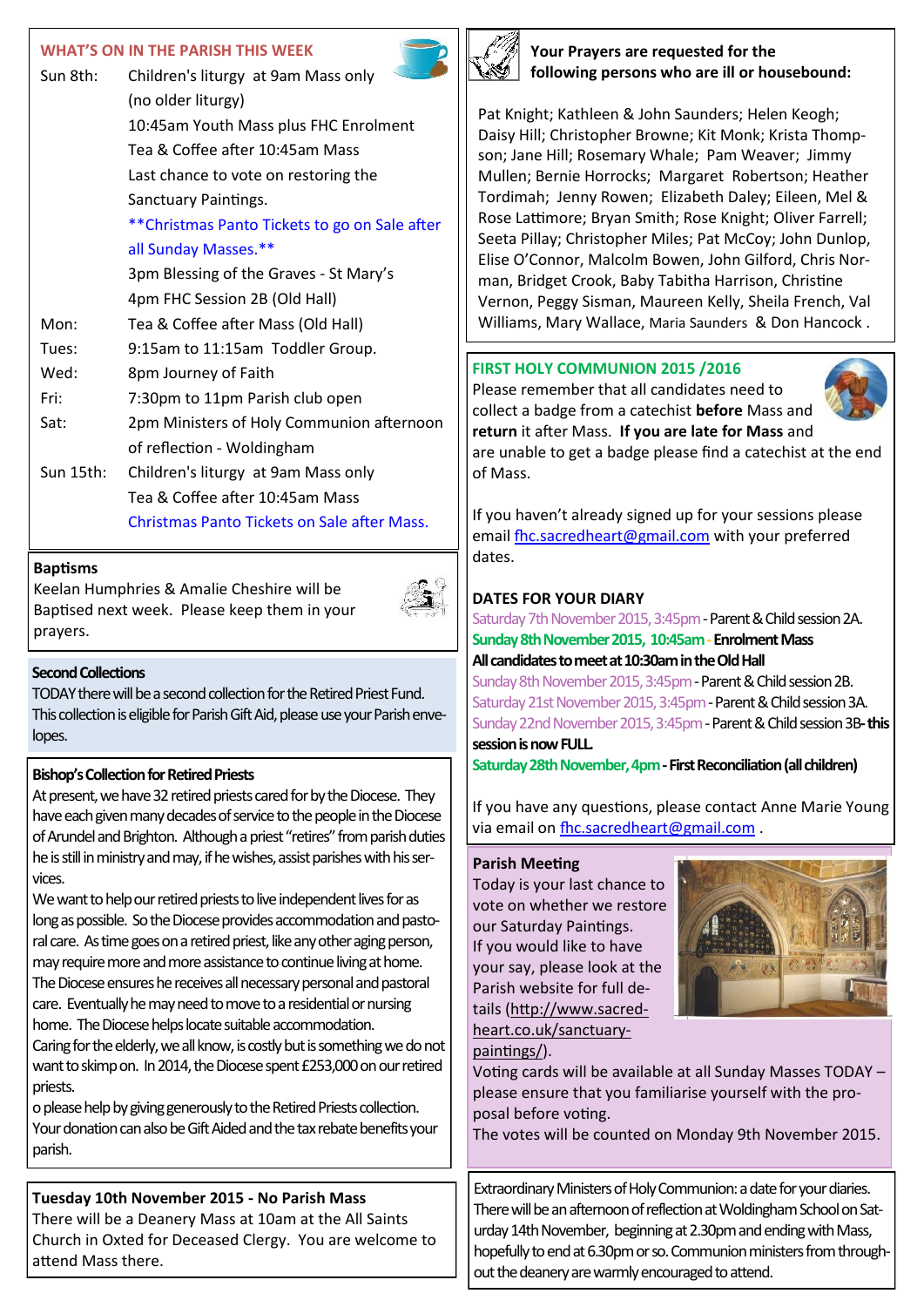## WHAT'S ON IN THE PARISH THIS WEEK

| | |
|---|---|
| Sun 8th: | Children's liturgy at 9am Mass only (no older liturgy) |
| | 10:45am Youth Mass plus FHC Enrolment |
| | Tea & Coffee after 10:45am Mass |
| | Last chance to vote on restoring the Sanctuary Paintings. |
| | **Christmas Panto Tickets to go on Sale after all Sunday Masses.** |
| | 3pm Blessing of the Graves - St Mary's |
| | 4pm FHC Session 2B (Old Hall) |
| Mon: | Tea & Coffee after Mass (Old Hall) |
| Tues: | 9:15am to 11:15am Toddler Group. |
| Wed: | 8pm Journey of Faith |
| Fri: | 7:30pm to 11pm Parish club open |
| Sat: | 2pm Ministers of Holy Communion afternoon of reflection - Woldingham |
| Sun 15th: | Children's liturgy at 9am Mass only |
| | Tea & Coffee after 10:45am Mass |
| | Christmas Panto Tickets on Sale after Mass. |

### Baptisms

Keelan Humphries & Amalie Cheshire will be Baptised next week. Please keep them in your prayers.

### Second Collections

TODAY there will be a second collection for the Retired Priest Fund. This collection is eligible for Parish Gift Aid, please use your Parish envelopes.

### Bishop's Collection for Retired Priests

At present, we have 32 retired priests cared for by the Diocese. They have each given many decades of service to the people in the Diocese of Arundel and Brighton. Although a priest "retires" from parish duties he is still in ministry and may, if he wishes, assist parishes with his services.

We want to help our retired priests to live independent lives for as long as possible. So the Diocese provides accommodation and pastoral care. As time goes on a retired priest, like any other aging person, may require more and more assistance to continue living at home. The Diocese ensures he receives all necessary personal and pastoral care. Eventually he may need to move to a residential or nursing home. The Diocese helps locate suitable accommodation.

Caring for the elderly, we all know, is costly but is something we do not want to skimp on. In 2014, the Diocese spent £253,000 on our retired priests.

o please help by giving generously to the Retired Priests collection. Your donation can also be Gift Aided and the tax rebate benefits your parish.

### Tuesday 10th November 2015 - No Parish Mass

There will be a Deanery Mass at 10am at the All Saints Church in Oxted for Deceased Clergy. You are welcome to attend Mass there.

### Your Prayers are requested for the following persons who are ill or housebound:

Pat Knight; Kathleen & John Saunders; Helen Keogh; Daisy Hill; Christopher Browne; Kit Monk; Krista Thompson; Jane Hill; Rosemary Whale; Pam Weaver; Jimmy Mullen; Bernie Horrocks; Margaret Robertson; Heather Tordimah; Jenny Rowen; Elizabeth Daley; Eileen, Mel & Rose Lattimore; Bryan Smith; Rose Knight; Oliver Farrell; Seeta Pillay; Christopher Miles; Pat McCoy; John Dunlop, Elise O'Connor, Malcolm Bowen, John Gilford, Chris Norman, Bridget Crook, Baby Tabitha Harrison, Christine Vernon, Peggy Sisman, Maureen Kelly, Sheila French, Val Williams, Mary Wallace, Maria Saunders & Don Hancock .

### FIRST HOLY COMMUNION 2015 /2016

Please remember that all candidates need to collect a badge from a catechist **before** Mass and **return** it after Mass. **If you are late for Mass** and are unable to get a badge please find a catechist at the end of Mass.

If you haven't already signed up for your sessions please email fhc.sacredheart@gmail.com with your preferred dates.

**DATES FOR YOUR DIARY**

Saturday 7th November 2015, 3:45pm - Parent & Child session 2A.
**Sunday 8th November 2015, 10:45am - Enrolment Mass**
**All candidates to meet at 10:30am in the Old Hall**
Sunday 8th November 2015, 3:45pm - Parent & Child session 2B.
Saturday 21st November 2015, 3:45pm - Parent & Child session 3A.
Sunday 22nd November 2015, 3:45pm - Parent & Child session 3B- **this session is now FULL.**
**Saturday 28th November, 4pm - First Reconciliation (all children)**

If you have any questions, please contact Anne Marie Young via email on fhc.sacredheart@gmail.com .

### Parish Meeting

Today is your last chance to vote on whether we restore our Saturday Paintings.

If you would like to have your say, please look at the Parish website for full details (http://www.sacred-heart.co.uk/sanctuary-paintings/).

Voting cards will be available at all Sunday Masses TODAY – please ensure that you familiarise yourself with the proposal before voting.

The votes will be counted on Monday 9th November 2015.

Extraordinary Ministers of Holy Communion: a date for your diaries. There will be an afternoon of reflection at Woldingham School on Saturday 14th November, beginning at 2.30pm and ending with Mass, hopefully to end at 6.30pm or so. Communion ministers from throughout the deanery are warmly encouraged to attend.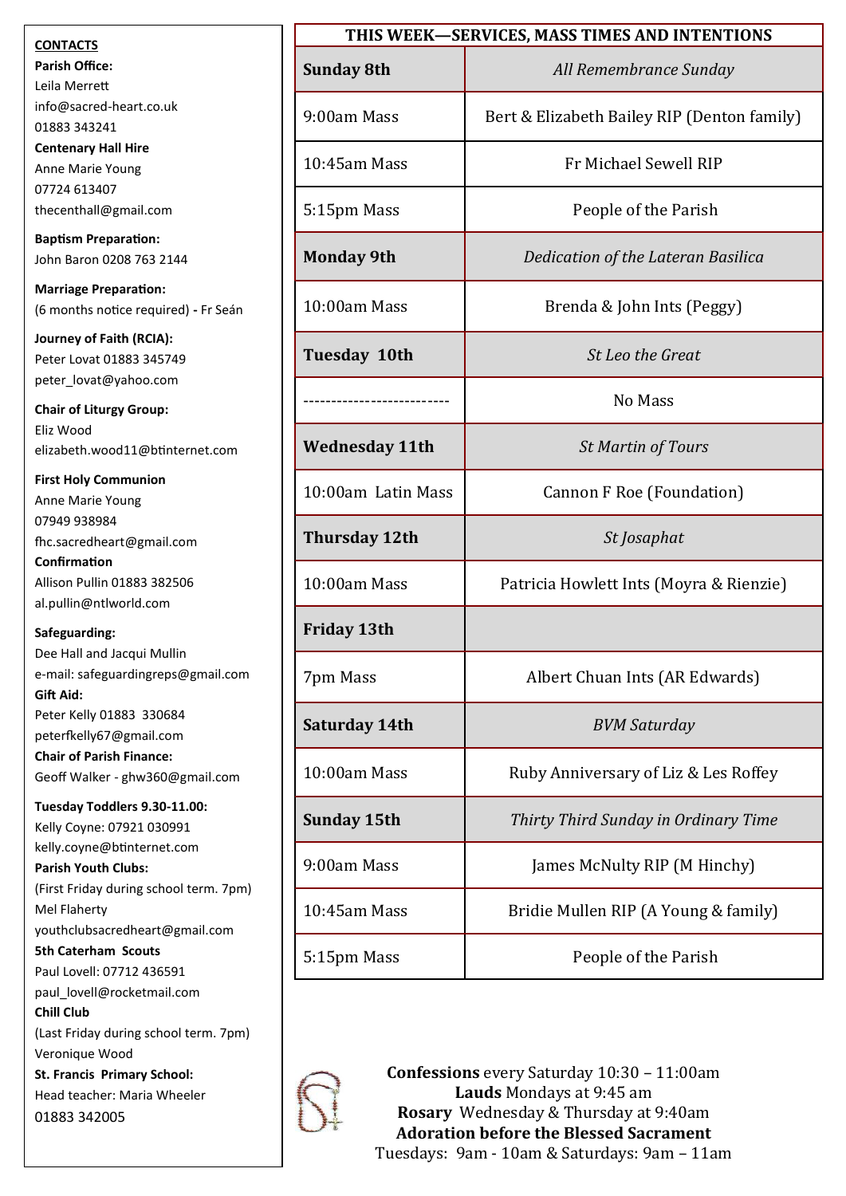**CONTACTS**

**Parish Office:**
Leila Merrett
info@sacred-heart.co.uk
01883 343241

**Centenary Hall Hire**
Anne Marie Young
07724 613407
thecenthall@gmail.com

**Baptism Preparation:**
John Baron 0208 763 2144

**Marriage Preparation:**
(6 months notice required) **-** Fr Seán

**Journey of Faith (RCIA):**
Peter Lovat 01883 345749
peter_lovat@yahoo.com

**Chair of Liturgy Group:**
Eliz Wood
elizabeth.wood11@btinternet.com

**First Holy Communion**
Anne Marie Young
07949 938984
fhc.sacredheart@gmail.com

**Confirmation**
Allison Pullin 01883 382506
al.pullin@ntlworld.com

**Safeguarding:**
Dee Hall and Jacqui Mullin
e-mail: safeguardingreps@gmail.com

**Gift Aid:**
Peter Kelly 01883 330684
peterfkelly67@gmail.com

**Chair of Parish Finance:**
Geoff Walker - ghw360@gmail.com

**Tuesday Toddlers 9.30-11.00:**
Kelly Coyne: 07921 030991
kelly.coyne@btinternet.com

**Parish Youth Clubs:**
(First Friday during school term. 7pm)
Mel Flaherty
youthclubsacredheart@gmail.com

**5th Caterham Scouts**
Paul Lovell: 07712 436591
paul_lovell@rocketmail.com

**Chill Club**
(Last Friday during school term. 7pm)
Veronique Wood

**St. Francis Primary School:**
Head teacher: Maria Wheeler
01883 342005

| THIS WEEK—SERVICES, MASS TIMES AND INTENTIONS | |
|---|---|
| **Sunday 8th** | *All Remembrance Sunday* |
| 9:00am Mass | Bert & Elizabeth Bailey RIP (Denton family) |
| 10:45am Mass | Fr Michael Sewell RIP |
| 5:15pm Mass | People of the Parish |
| **Monday 9th** | *Dedication of the Lateran Basilica* |
| 10:00am Mass | Brenda & John Ints (Peggy) |
| **Tuesday 10th** | *St Leo the Great* |
| ------------------------- | No Mass |
| **Wednesday 11th** | *St Martin of Tours* |
| 10:00am Latin Mass | Cannon F Roe (Foundation) |
| **Thursday 12th** | *St Josaphat* |
| 10:00am Mass | Patricia Howlett Ints (Moyra & Rienzie) |
| **Friday 13th** | |
| 7pm Mass | Albert Chuan Ints (AR Edwards) |
| **Saturday 14th** | *BVM Saturday* |
| 10:00am Mass | Ruby Anniversary of Liz & Les Roffey |
| **Sunday 15th** | *Thirty Third Sunday in Ordinary Time* |
| 9:00am Mass | James McNulty RIP (M Hinchy) |
| 10:45am Mass | Bridie Mullen RIP (A Young & family) |
| 5:15pm Mass | People of the Parish |

**Confessions** every Saturday 10:30 – 11:00am
**Lauds** Mondays at 9:45 am
**Rosary** Wednesday & Thursday at 9:40am
**Adoration before the Blessed Sacrament**
Tuesdays: 9am - 10am & Saturdays: 9am – 11am